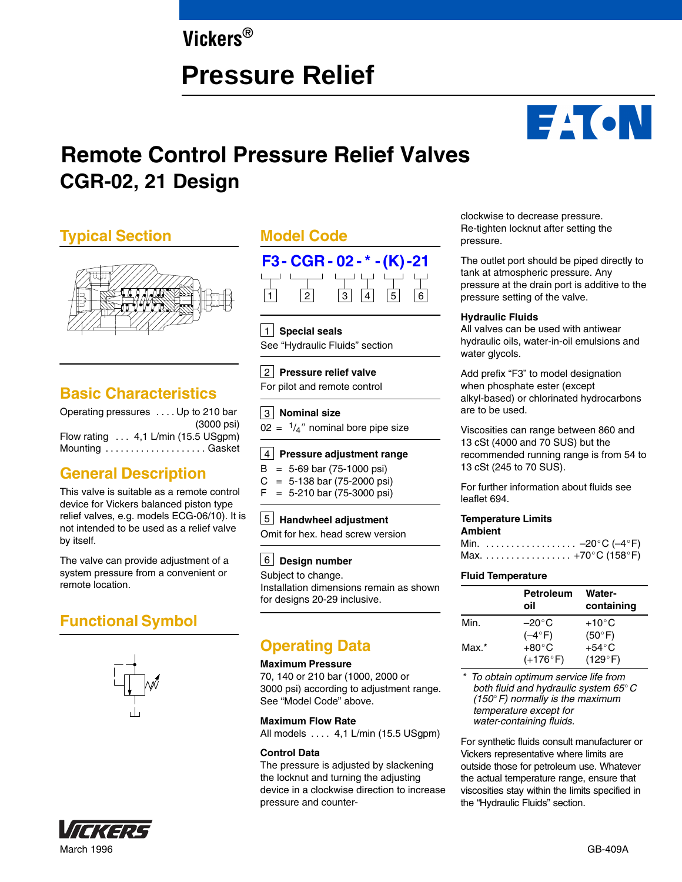Vickers®

# Pressure Relief

## Remote Control Pressure Relief Valves CGR-02, 21 Design

## Typical Section

## Basic Characteristics

Operating pressures . . . . Up to 210 bar (3000 psi)
Flow rating . . . 4,1 L/min (15.5 USgpm)
Mounting . . . . . . . . . . . . . . . . . . . . Gasket

## General Description

This valve is suitable as a remote control device for Vickers balanced piston type relief valves, e.g. models ECG-06/10). It is not intended to be used as a relief valve by itself.

The valve can provide adjustment of a system pressure from a convenient or remote location.

## Functional Symbol

## Model Code

**F3 - CGR - 02 - * - (K) - 21**

1 2 3 4 5 6

**1 Special seals**
See "Hydraulic Fluids" section

**2 Pressure relief valve**
For pilot and remote control

**3 Nominal size**
02 = 1/4″ nominal bore pipe size

**4 Pressure adjustment range**
B = 5-69 bar (75-1000 psi)
C = 5-138 bar (75-2000 psi)
F = 5-210 bar (75-3000 psi)

**5 Handwheel adjustment**
Omit for hex. head screw version

**6 Design number**
Subject to change.
Installation dimensions remain as shown for designs 20-29 inclusive.

## Operating Data

**Maximum Pressure**
70, 140 or 210 bar (1000, 2000 or 3000 psi) according to adjustment range. See "Model Code" above.

**Maximum Flow Rate**
All models . . . . 4,1 L/min (15.5 USgpm)

**Control Data**
The pressure is adjusted by slackening the locknut and turning the adjusting device in a clockwise direction to increase pressure and counter-clockwise to decrease pressure. Re-tighten locknut after setting the pressure.

The outlet port should be piped directly to tank at atmospheric pressure. Any pressure at the drain port is additive to the pressure setting of the valve.

**Hydraulic Fluids**
All valves can be used with antiwear hydraulic oils, water-in-oil emulsions and water glycols.

Add prefix "F3" to model designation when phosphate ester (except alkyl-based) or chlorinated hydrocarbons are to be used.

Viscosities can range between 860 and 13 cSt (4000 and 70 SUS) but the recommended running range is from 54 to 13 cSt (245 to 70 SUS).

For further information about fluids see leaflet 694.

**Temperature Limits**
**Ambient**
Min. . . . . . . . . . . . . . . . . . . –20°C (–4°F)
Max. . . . . . . . . . . . . . . . . . +70°C (158°F)

**Fluid Temperature**

| | Petroleum oil | Water-containing |
|---|---|---|
| Min. | –20°C (–4°F) | +10°C (50°F) |
| Max.* | +80°C (+176°F) | +54°C (129°F) |

*\* To obtain optimum service life from both fluid and hydraulic system 65°C (150°F) normally is the maximum temperature except for water-containing fluids.*

For synthetic fluids consult manufacturer or Vickers representative where limits are outside those for petroleum use. Whatever the actual temperature range, ensure that viscosities stay within the limits specified in the "Hydraulic Fluids" section.

March 1996 GB-409A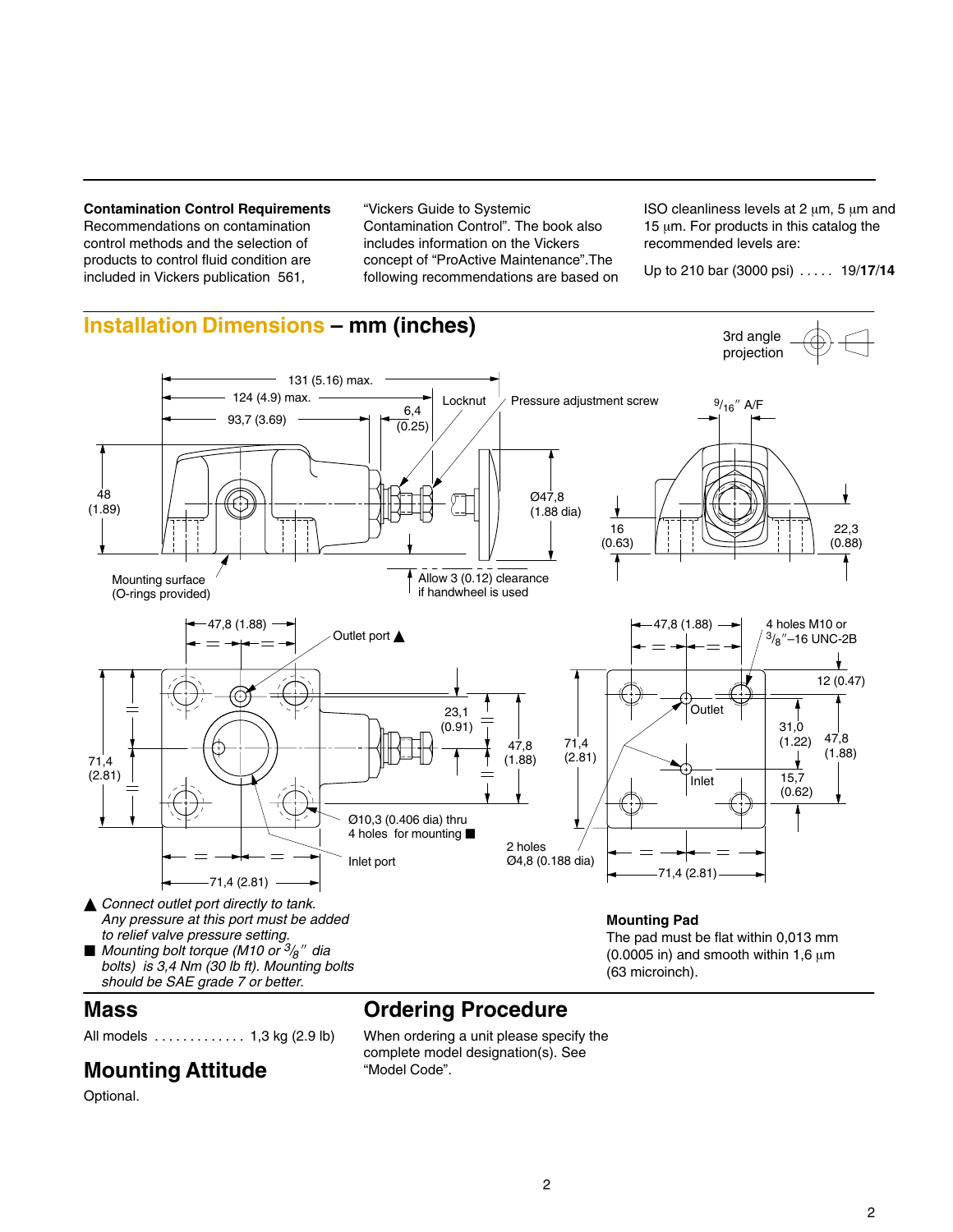**Contamination Control Requirements**
Recommendations on contamination control methods and the selection of products to control fluid condition are included in Vickers publication 561, "Vickers Guide to Systemic Contamination Control". The book also includes information on the Vickers concept of "ProActive Maintenance".The following recommendations are based on ISO cleanliness levels at 2 μm, 5 μm and 15 μm. For products in this catalog the recommended levels are:

Up to 210 bar (3000 psi) . . . . . 19/**17**/**14**

## Installation Dimensions – mm (inches)

3rd angle projection

131 (5.16) max.
124 (4.9) max.
93,7 (3.69)
6,4 (0.25)
Locknut
Pressure adjustment screw
$^{9}/_{16}$" A/F
48 (1.89)
Ø47,8 (1.88 dia)
16 (0.63)
22,3 (0.88)
Mounting surface (O-rings provided)
Allow 3 (0.12) clearance if handwheel is used

47,8 (1.88)
Outlet port ▲
23,1 (0.91)
47,8 (1.88)
71,4 (2.81)
Ø10,3 (0.406 dia) thru 4 holes for mounting ■
Inlet port
71,4 (2.81)

47,8 (1.88)
4 holes M10 or $^{3}/_{8}$"–16 UNC-2B
12 (0.47)
Outlet
31,0 (1.22)
47,8 (1.88)
71,4 (2.81)
Inlet
15,7 (0.62)
2 holes Ø4,8 (0.188 dia)
71,4 (2.81)

▲ *Connect outlet port directly to tank. Any pressure at this port must be added to relief valve pressure setting.*

■ *Mounting bolt torque (M10 or $^{3}/_{8}$" dia bolts) is 3,4 Nm (30 lb ft). Mounting bolts should be SAE grade 7 or better.*

**Mounting Pad**
The pad must be flat within 0,013 mm (0.0005 in) and smooth within 1,6 μm (63 microinch).

## Mass

All models . . . . . . . . . . . . . 1,3 kg (2.9 lb)

## Mounting Attitude

Optional.

## Ordering Procedure

When ordering a unit please specify the complete model designation(s). See "Model Code".